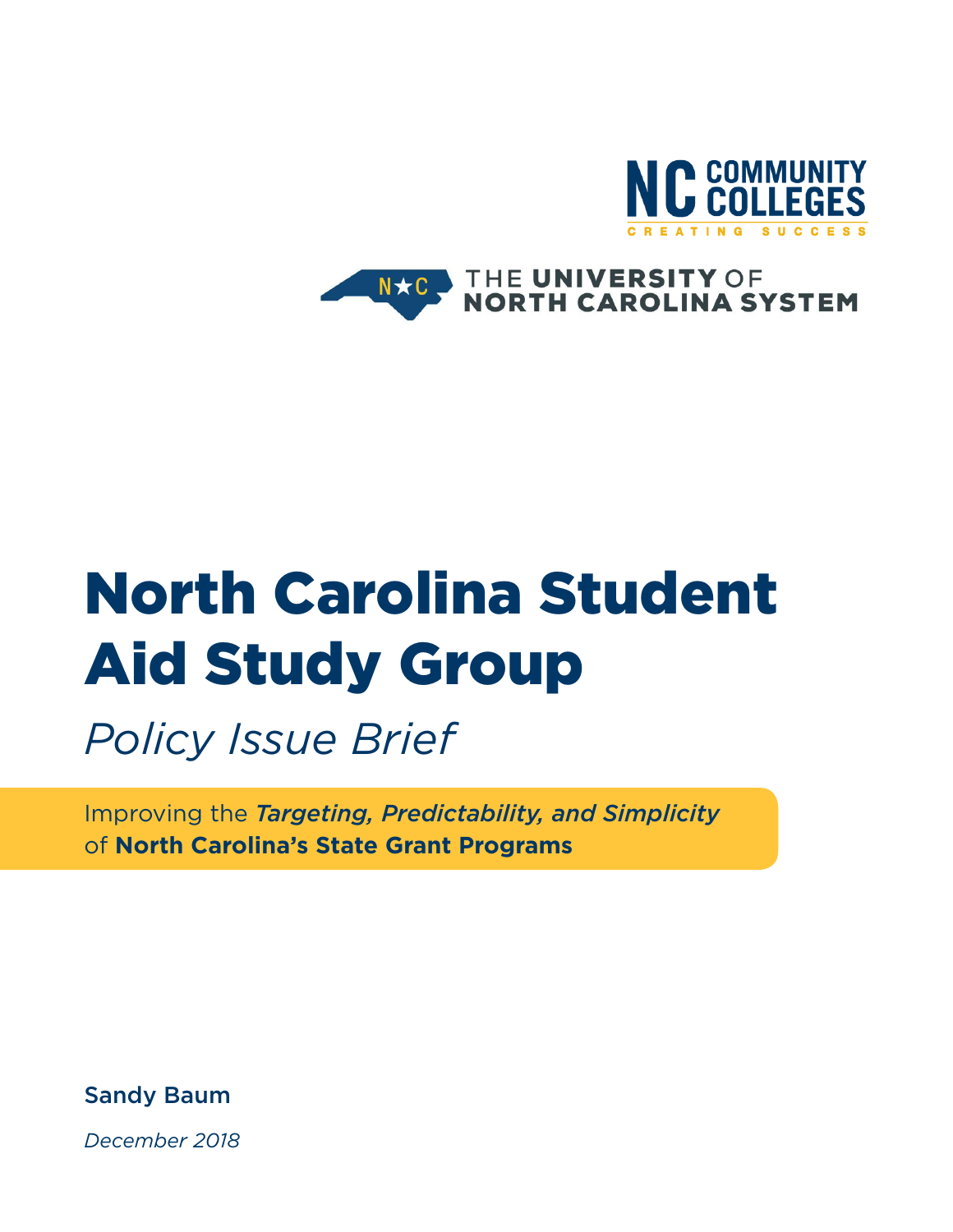NC COMMUNITY COLLEGES

CREATING SUCCESS

THE UNIVERSITY OF NORTH CAROLINA SYSTEM

# North Carolina Student Aid Study Group

## *Policy Issue Brief*

Improving the ***Targeting, Predictability, and Simplicity*** of **North Carolina's State Grant Programs**

**Sandy Baum**

*December 2018*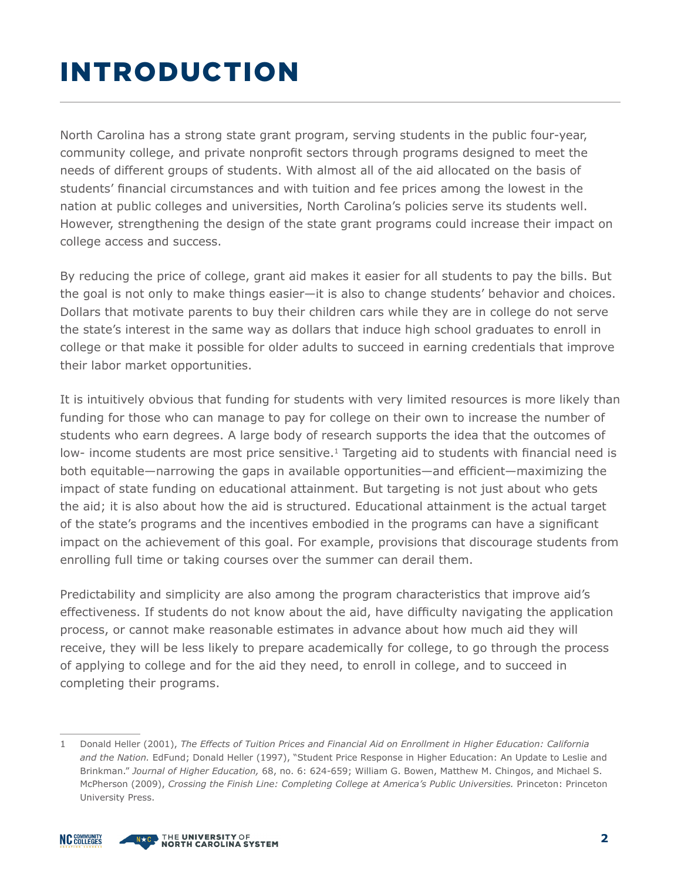# INTRODUCTION

North Carolina has a strong state grant program, serving students in the public four-year, community college, and private nonprofit sectors through programs designed to meet the needs of different groups of students. With almost all of the aid allocated on the basis of students' financial circumstances and with tuition and fee prices among the lowest in the nation at public colleges and universities, North Carolina's policies serve its students well. However, strengthening the design of the state grant programs could increase their impact on college access and success.

By reducing the price of college, grant aid makes it easier for all students to pay the bills. But the goal is not only to make things easier—it is also to change students' behavior and choices. Dollars that motivate parents to buy their children cars while they are in college do not serve the state's interest in the same way as dollars that induce high school graduates to enroll in college or that make it possible for older adults to succeed in earning credentials that improve their labor market opportunities.

It is intuitively obvious that funding for students with very limited resources is more likely than funding for those who can manage to pay for college on their own to increase the number of students who earn degrees. A large body of research supports the idea that the outcomes of low- income students are most price sensitive.[1] Targeting aid to students with financial need is both equitable—narrowing the gaps in available opportunities—and efficient—maximizing the impact of state funding on educational attainment. But targeting is not just about who gets the aid; it is also about how the aid is structured. Educational attainment is the actual target of the state's programs and the incentives embodied in the programs can have a significant impact on the achievement of this goal. For example, provisions that discourage students from enrolling full time or taking courses over the summer can derail them.

Predictability and simplicity are also among the program characteristics that improve aid's effectiveness. If students do not know about the aid, have difficulty navigating the application process, or cannot make reasonable estimates in advance about how much aid they will receive, they will be less likely to prepare academically for college, to go through the process of applying to college and for the aid they need, to enroll in college, and to succeed in completing their programs.

---

1 Donald Heller (2001), *The Effects of Tuition Prices and Financial Aid on Enrollment in Higher Education: California and the Nation.* EdFund; Donald Heller (1997), "Student Price Response in Higher Education: An Update to Leslie and Brinkman." *Journal of Higher Education,* 68, no. 6: 624-659; William G. Bowen, Matthew M. Chingos, and Michael S. McPherson (2009), *Crossing the Finish Line: Completing College at America's Public Universities.* Princeton: Princeton University Press.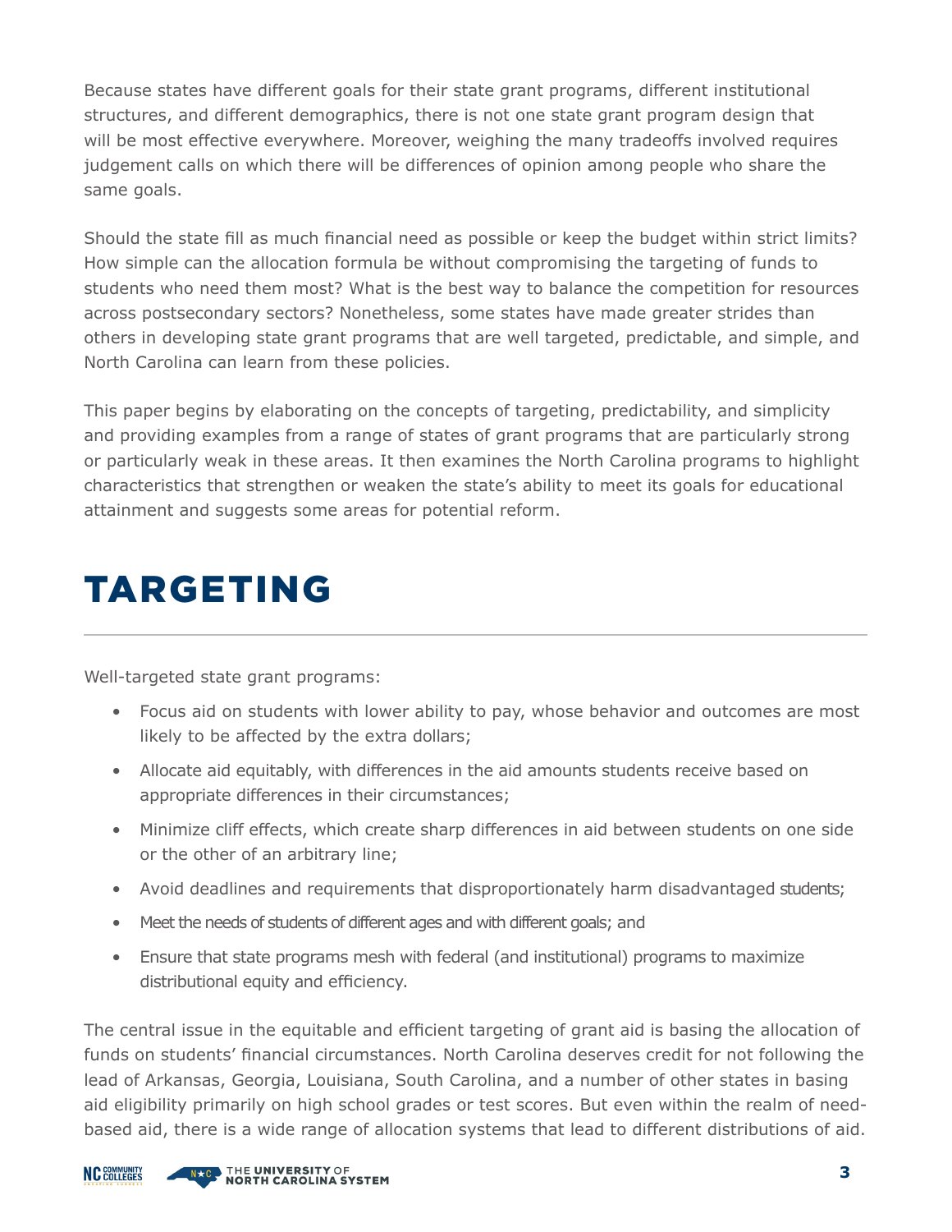Because states have different goals for their state grant programs, different institutional structures, and different demographics, there is not one state grant program design that will be most effective everywhere. Moreover, weighing the many tradeoffs involved requires judgement calls on which there will be differences of opinion among people who share the same goals.

Should the state fill as much financial need as possible or keep the budget within strict limits? How simple can the allocation formula be without compromising the targeting of funds to students who need them most? What is the best way to balance the competition for resources across postsecondary sectors? Nonetheless, some states have made greater strides than others in developing state grant programs that are well targeted, predictable, and simple, and North Carolina can learn from these policies.

This paper begins by elaborating on the concepts of targeting, predictability, and simplicity and providing examples from a range of states of grant programs that are particularly strong or particularly weak in these areas. It then examines the North Carolina programs to highlight characteristics that strengthen or weaken the state's ability to meet its goals for educational attainment and suggests some areas for potential reform.

# TARGETING

Well-targeted state grant programs:

- Focus aid on students with lower ability to pay, whose behavior and outcomes are most likely to be affected by the extra dollars;
- Allocate aid equitably, with differences in the aid amounts students receive based on appropriate differences in their circumstances;
- Minimize cliff effects, which create sharp differences in aid between students on one side or the other of an arbitrary line;
- Avoid deadlines and requirements that disproportionately harm disadvantaged students;
- Meet the needs of students of different ages and with different goals; and
- Ensure that state programs mesh with federal (and institutional) programs to maximize distributional equity and efficiency.

The central issue in the equitable and efficient targeting of grant aid is basing the allocation of funds on students' financial circumstances. North Carolina deserves credit for not following the lead of Arkansas, Georgia, Louisiana, South Carolina, and a number of other states in basing aid eligibility primarily on high school grades or test scores. But even within the realm of need-based aid, there is a wide range of allocation systems that lead to different distributions of aid.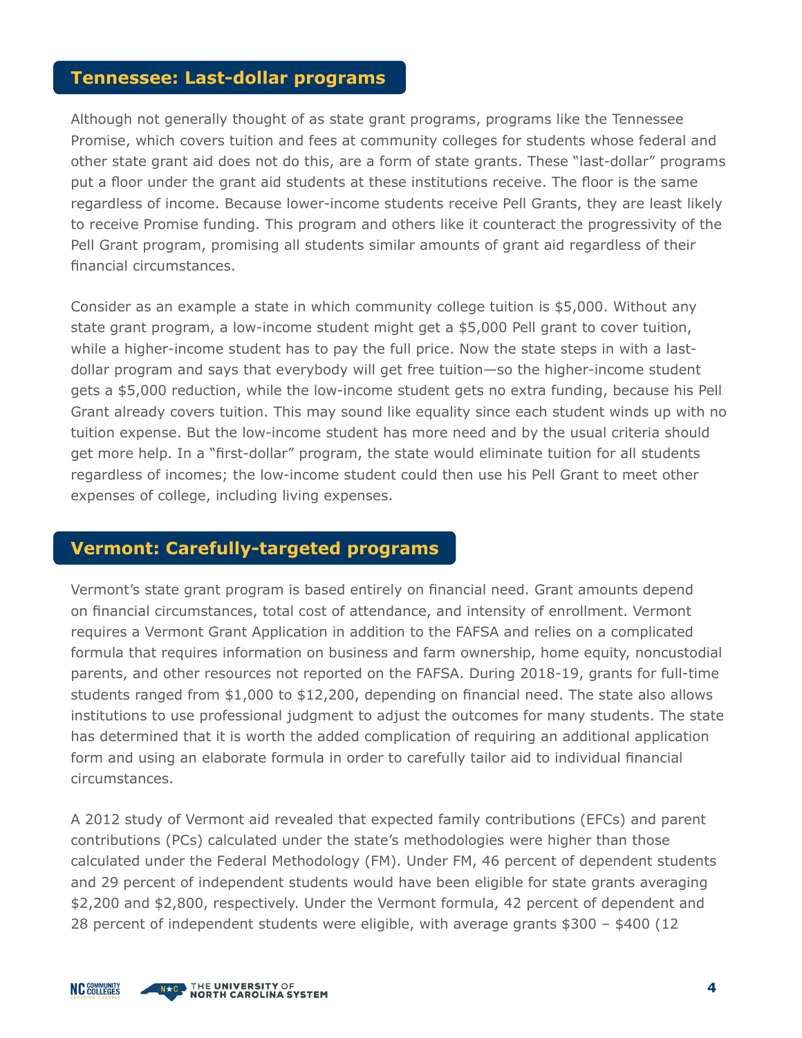## Tennessee: Last-dollar programs

Although not generally thought of as state grant programs, programs like the Tennessee Promise, which covers tuition and fees at community colleges for students whose federal and other state grant aid does not do this, are a form of state grants. These "last-dollar" programs put a floor under the grant aid students at these institutions receive. The floor is the same regardless of income. Because lower-income students receive Pell Grants, they are least likely to receive Promise funding. This program and others like it counteract the progressivity of the Pell Grant program, promising all students similar amounts of grant aid regardless of their financial circumstances.

Consider as an example a state in which community college tuition is $5,000. Without any state grant program, a low-income student might get a $5,000 Pell grant to cover tuition, while a higher-income student has to pay the full price. Now the state steps in with a last-dollar program and says that everybody will get free tuition—so the higher-income student gets a $5,000 reduction, while the low-income student gets no extra funding, because his Pell Grant already covers tuition. This may sound like equality since each student winds up with no tuition expense. But the low-income student has more need and by the usual criteria should get more help. In a "first-dollar" program, the state would eliminate tuition for all students regardless of incomes; the low-income student could then use his Pell Grant to meet other expenses of college, including living expenses.

## Vermont: Carefully-targeted programs

Vermont's state grant program is based entirely on financial need. Grant amounts depend on financial circumstances, total cost of attendance, and intensity of enrollment. Vermont requires a Vermont Grant Application in addition to the FAFSA and relies on a complicated formula that requires information on business and farm ownership, home equity, noncustodial parents, and other resources not reported on the FAFSA. During 2018-19, grants for full-time students ranged from $1,000 to $12,200, depending on financial need. The state also allows institutions to use professional judgment to adjust the outcomes for many students. The state has determined that it is worth the added complication of requiring an additional application form and using an elaborate formula in order to carefully tailor aid to individual financial circumstances.

A 2012 study of Vermont aid revealed that expected family contributions (EFCs) and parent contributions (PCs) calculated under the state's methodologies were higher than those calculated under the Federal Methodology (FM). Under FM, 46 percent of dependent students and 29 percent of independent students would have been eligible for state grants averaging $2,200 and $2,800, respectively. Under the Vermont formula, 42 percent of dependent and 28 percent of independent students were eligible, with average grants $300 – $400 (12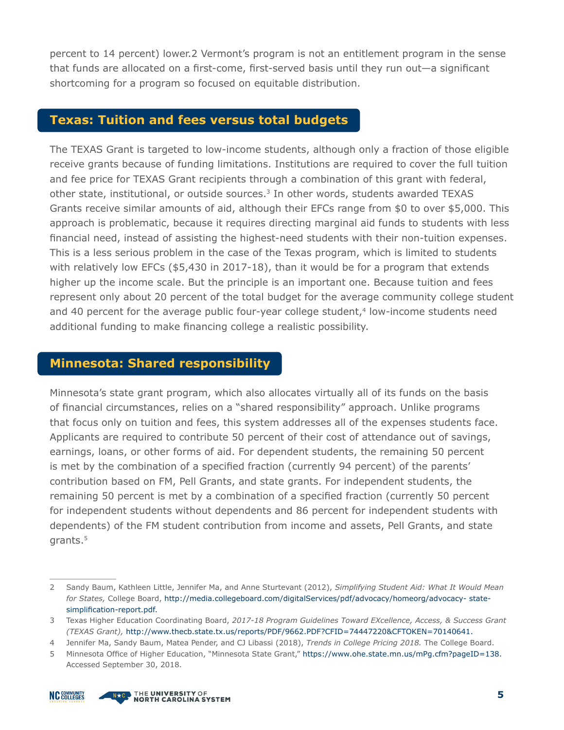percent to 14 percent) lower.2 Vermont's program is not an entitlement program in the sense that funds are allocated on a first-come, first-served basis until they run out—a significant shortcoming for a program so focused on equitable distribution.

## Texas: Tuition and fees versus total budgets

The TEXAS Grant is targeted to low-income students, although only a fraction of those eligible receive grants because of funding limitations. Institutions are required to cover the full tuition and fee price for TEXAS Grant recipients through a combination of this grant with federal, other state, institutional, or outside sources.[3] In other words, students awarded TEXAS Grants receive similar amounts of aid, although their EFCs range from $0 to over $5,000. This approach is problematic, because it requires directing marginal aid funds to students with less financial need, instead of assisting the highest-need students with their non-tuition expenses. This is a less serious problem in the case of the Texas program, which is limited to students with relatively low EFCs ($5,430 in 2017-18), than it would be for a program that extends higher up the income scale. But the principle is an important one. Because tuition and fees represent only about 20 percent of the total budget for the average community college student and 40 percent for the average public four-year college student,[4] low-income students need additional funding to make financing college a realistic possibility.

## Minnesota: Shared responsibility

Minnesota's state grant program, which also allocates virtually all of its funds on the basis of financial circumstances, relies on a "shared responsibility" approach. Unlike programs that focus only on tuition and fees, this system addresses all of the expenses students face. Applicants are required to contribute 50 percent of their cost of attendance out of savings, earnings, loans, or other forms of aid. For dependent students, the remaining 50 percent is met by the combination of a specified fraction (currently 94 percent) of the parents' contribution based on FM, Pell Grants, and state grants. For independent students, the remaining 50 percent is met by a combination of a specified fraction (currently 50 percent for independent students without dependents and 86 percent for independent students with dependents) of the FM student contribution from income and assets, Pell Grants, and state grants.[5]

---

2 Sandy Baum, Kathleen Little, Jennifer Ma, and Anne Sturtevant (2012), *Simplifying Student Aid: What It Would Mean for States,* College Board, http://media.collegeboard.com/digitalServices/pdf/advocacy/homeorg/advocacy- state-simplification-report.pdf.

3 Texas Higher Education Coordinating Board, *2017-18 Program Guidelines Toward EXcellence, Access, & Success Grant (TEXAS Grant),* http://www.thecb.state.tx.us/reports/PDF/9662.PDF?CFID=74447220&CFTOKEN=70140641.

4 Jennifer Ma, Sandy Baum, Matea Pender, and CJ Libassi (2018), *Trends in College Pricing 2018.* The College Board.

5 Minnesota Office of Higher Education, "Minnesota State Grant," https://www.ohe.state.mn.us/mPg.cfm?pageID=138. Accessed September 30, 2018.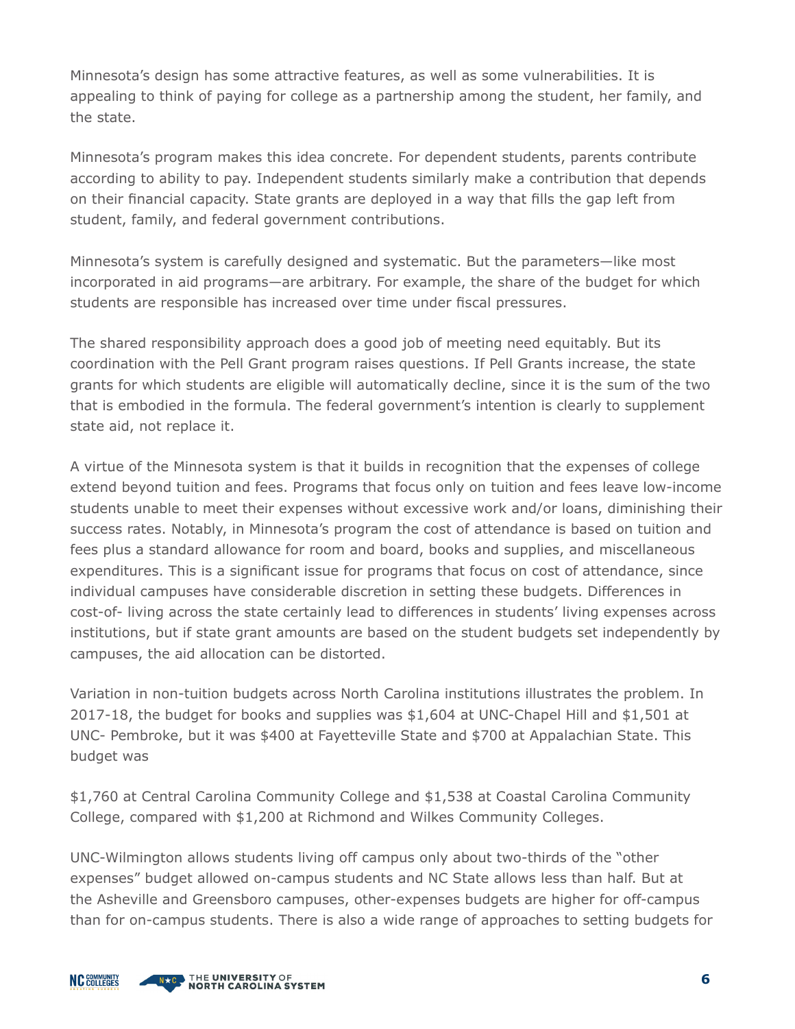Minnesota's design has some attractive features, as well as some vulnerabilities. It is appealing to think of paying for college as a partnership among the student, her family, and the state.

Minnesota's program makes this idea concrete. For dependent students, parents contribute according to ability to pay. Independent students similarly make a contribution that depends on their financial capacity. State grants are deployed in a way that fills the gap left from student, family, and federal government contributions.

Minnesota's system is carefully designed and systematic. But the parameters—like most incorporated in aid programs—are arbitrary. For example, the share of the budget for which students are responsible has increased over time under fiscal pressures.

The shared responsibility approach does a good job of meeting need equitably. But its coordination with the Pell Grant program raises questions. If Pell Grants increase, the state grants for which students are eligible will automatically decline, since it is the sum of the two that is embodied in the formula. The federal government's intention is clearly to supplement state aid, not replace it.

A virtue of the Minnesota system is that it builds in recognition that the expenses of college extend beyond tuition and fees. Programs that focus only on tuition and fees leave low-income students unable to meet their expenses without excessive work and/or loans, diminishing their success rates. Notably, in Minnesota's program the cost of attendance is based on tuition and fees plus a standard allowance for room and board, books and supplies, and miscellaneous expenditures. This is a significant issue for programs that focus on cost of attendance, since individual campuses have considerable discretion in setting these budgets. Differences in cost-of- living across the state certainly lead to differences in students' living expenses across institutions, but if state grant amounts are based on the student budgets set independently by campuses, the aid allocation can be distorted.

Variation in non-tuition budgets across North Carolina institutions illustrates the problem. In 2017-18, the budget for books and supplies was $1,604 at UNC-Chapel Hill and $1,501 at UNC- Pembroke, but it was $400 at Fayetteville State and $700 at Appalachian State. This budget was $1,760 at Central Carolina Community College and $1,538 at Coastal Carolina Community College, compared with $1,200 at Richmond and Wilkes Community Colleges.

UNC-Wilmington allows students living off campus only about two-thirds of the "other expenses" budget allowed on-campus students and NC State allows less than half. But at the Asheville and Greensboro campuses, other-expenses budgets are higher for off-campus than for on-campus students. There is also a wide range of approaches to setting budgets for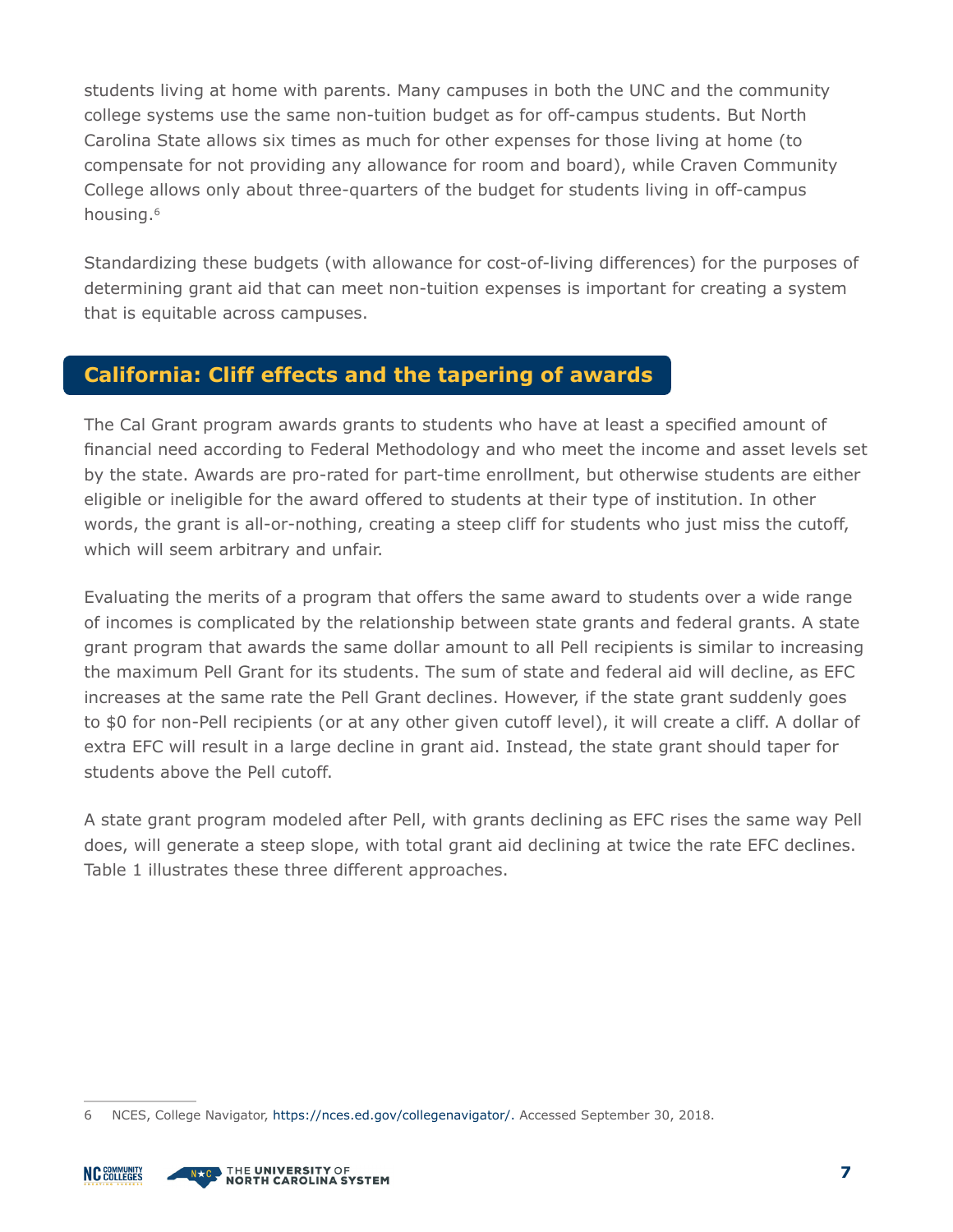students living at home with parents. Many campuses in both the UNC and the community college systems use the same non-tuition budget as for off-campus students. But North Carolina State allows six times as much for other expenses for those living at home (to compensate for not providing any allowance for room and board), while Craven Community College allows only about three-quarters of the budget for students living in off-campus housing.[6]

Standardizing these budgets (with allowance for cost-of-living differences) for the purposes of determining grant aid that can meet non-tuition expenses is important for creating a system that is equitable across campuses.

## California: Cliff effects and the tapering of awards

The Cal Grant program awards grants to students who have at least a specified amount of financial need according to Federal Methodology and who meet the income and asset levels set by the state. Awards are pro-rated for part-time enrollment, but otherwise students are either eligible or ineligible for the award offered to students at their type of institution. In other words, the grant is all-or-nothing, creating a steep cliff for students who just miss the cutoff, which will seem arbitrary and unfair.

Evaluating the merits of a program that offers the same award to students over a wide range of incomes is complicated by the relationship between state grants and federal grants. A state grant program that awards the same dollar amount to all Pell recipients is similar to increasing the maximum Pell Grant for its students. The sum of state and federal aid will decline, as EFC increases at the same rate the Pell Grant declines. However, if the state grant suddenly goes to $0 for non-Pell recipients (or at any other given cutoff level), it will create a cliff. A dollar of extra EFC will result in a large decline in grant aid. Instead, the state grant should taper for students above the Pell cutoff.

A state grant program modeled after Pell, with grants declining as EFC rises the same way Pell does, will generate a steep slope, with total grant aid declining at twice the rate EFC declines. Table 1 illustrates these three different approaches.

---

6 NCES, College Navigator, https://nces.ed.gov/collegenavigator/. Accessed September 30, 2018.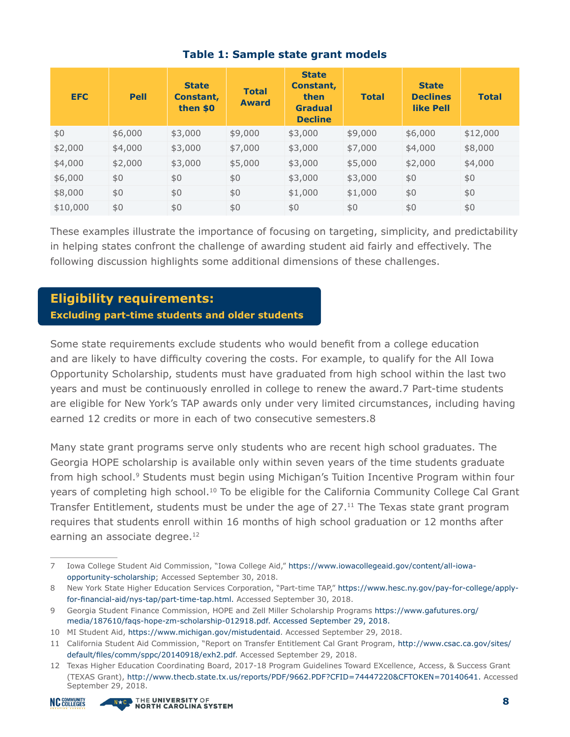**Table 1: Sample state grant models**

| EFC | Pell | State Constant, then $0 | Total Award | State Constant, then Gradual Decline | Total | State Declines like Pell | Total |
|---|---|---|---|---|---|---|---|
| $0 | $6,000 | $3,000 | $9,000 | $3,000 | $9,000 | $6,000 | $12,000 |
| $2,000 | $4,000 | $3,000 | $7,000 | $3,000 | $7,000 | $4,000 | $8,000 |
| $4,000 | $2,000 | $3,000 | $5,000 | $3,000 | $5,000 | $2,000 | $4,000 |
| $6,000 | $0 | $0 | $0 | $3,000 | $3,000 | $0 | $0 |
| $8,000 | $0 | $0 | $0 | $1,000 | $1,000 | $0 | $0 |
| $10,000 | $0 | $0 | $0 | $0 | $0 | $0 | $0 |

These examples illustrate the importance of focusing on targeting, simplicity, and predictability in helping states confront the challenge of awarding student aid fairly and effectively. The following discussion highlights some additional dimensions of these challenges.

## Eligibility requirements:

### Excluding part-time students and older students

Some state requirements exclude students who would benefit from a college education and are likely to have difficulty covering the costs. For example, to qualify for the All Iowa Opportunity Scholarship, students must have graduated from high school within the last two years and must be continuously enrolled in college to renew the award.[7] Part-time students are eligible for New York's TAP awards only under very limited circumstances, including having earned 12 credits or more in each of two consecutive semesters.[8]

Many state grant programs serve only students who are recent high school graduates. The Georgia HOPE scholarship is available only within seven years of the time students graduate from high school.[9] Students must begin using Michigan's Tuition Incentive Program within four years of completing high school.[10] To be eligible for the California Community College Cal Grant Transfer Entitlement, students must be under the age of 27.[11] The Texas state grant program requires that students enroll within 16 months of high school graduation or 12 months after earning an associate degree.[12]

---

7 Iowa College Student Aid Commission, "Iowa College Aid," https://www.iowacollegeaid.gov/content/all-iowa-opportunity-scholarship; Accessed September 30, 2018.

8 New York State Higher Education Services Corporation, "Part-time TAP," https://www.hesc.ny.gov/pay-for-college/apply-for-financial-aid/nys-tap/part-time-tap.html. Accessed September 30, 2018.

9 Georgia Student Finance Commission, HOPE and Zell Miller Scholarship Programs https://www.gafutures.org/media/187610/faqs-hope-zm-scholarship-012918.pdf. Accessed September 29, 2018.

10 MI Student Aid, https://www.michigan.gov/mistudentaid. Accessed September 29, 2018.

11 California Student Aid Commission, "Report on Transfer Entitlement Cal Grant Program, http://www.csac.ca.gov/sites/default/files/comm/sppc/20140918/exh2.pdf. Accessed September 29, 2018.

12 Texas Higher Education Coordinating Board, 2017-18 Program Guidelines Toward EXcellence, Access, & Success Grant (TEXAS Grant), http://www.thecb.state.tx.us/reports/PDF/9662.PDF?CFID=74447220&CFTOKEN=70140641. Accessed September 29, 2018.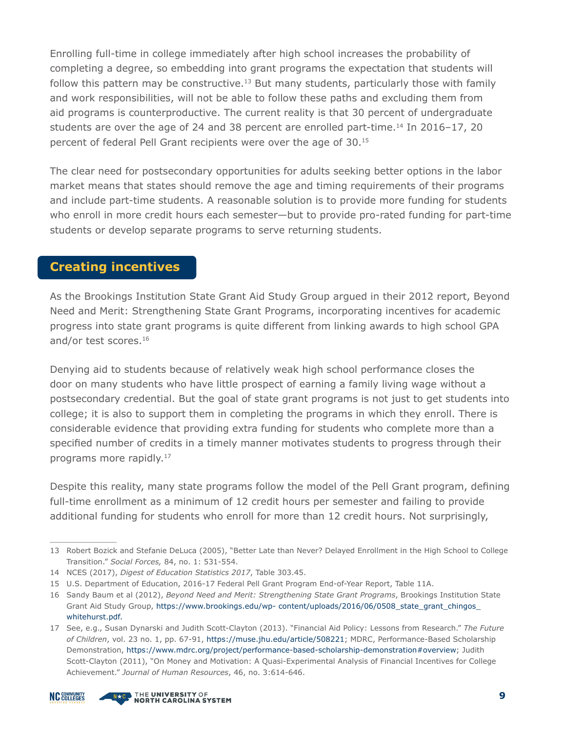Enrolling full-time in college immediately after high school increases the probability of completing a degree, so embedding into grant programs the expectation that students will follow this pattern may be constructive.[13] But many students, particularly those with family and work responsibilities, will not be able to follow these paths and excluding them from aid programs is counterproductive. The current reality is that 30 percent of undergraduate students are over the age of 24 and 38 percent are enrolled part-time.[14] In 2016–17, 20 percent of federal Pell Grant recipients were over the age of 30.[15]

The clear need for postsecondary opportunities for adults seeking better options in the labor market means that states should remove the age and timing requirements of their programs and include part-time students. A reasonable solution is to provide more funding for students who enroll in more credit hours each semester—but to provide pro-rated funding for part-time students or develop separate programs to serve returning students.

## Creating incentives

As the Brookings Institution State Grant Aid Study Group argued in their 2012 report, Beyond Need and Merit: Strengthening State Grant Programs, incorporating incentives for academic progress into state grant programs is quite different from linking awards to high school GPA and/or test scores.[16]

Denying aid to students because of relatively weak high school performance closes the door on many students who have little prospect of earning a family living wage without a postsecondary credential. But the goal of state grant programs is not just to get students into college; it is also to support them in completing the programs in which they enroll. There is considerable evidence that providing extra funding for students who complete more than a specified number of credits in a timely manner motivates students to progress through their programs more rapidly.[17]

Despite this reality, many state programs follow the model of the Pell Grant program, defining full-time enrollment as a minimum of 12 credit hours per semester and failing to provide additional funding for students who enroll for more than 12 credit hours. Not surprisingly,

---

13 Robert Bozick and Stefanie DeLuca (2005), "Better Late than Never? Delayed Enrollment in the High School to College Transition." *Social Forces,* 84, no. 1: 531-554.

14 NCES (2017), *Digest of Education Statistics 2017*, Table 303.45.

15 U.S. Department of Education, 2016-17 Federal Pell Grant Program End-of-Year Report, Table 11A.

16 Sandy Baum et al (2012), *Beyond Need and Merit: Strengthening State Grant Programs*, Brookings Institution State Grant Aid Study Group, https://www.brookings.edu/wp- content/uploads/2016/06/0508_state_grant_chingos_whitehurst.pdf.

17 See, e.g., Susan Dynarski and Judith Scott-Clayton (2013). "Financial Aid Policy: Lessons from Research." *The Future of Children*, vol. 23 no. 1, pp. 67-91, https://muse.jhu.edu/article/508221; MDRC, Performance-Based Scholarship Demonstration, https://www.mdrc.org/project/performance-based-scholarship-demonstration#overview; Judith Scott-Clayton (2011), "On Money and Motivation: A Quasi-Experimental Analysis of Financial Incentives for College Achievement." *Journal of Human Resources*, 46, no. 3:614-646.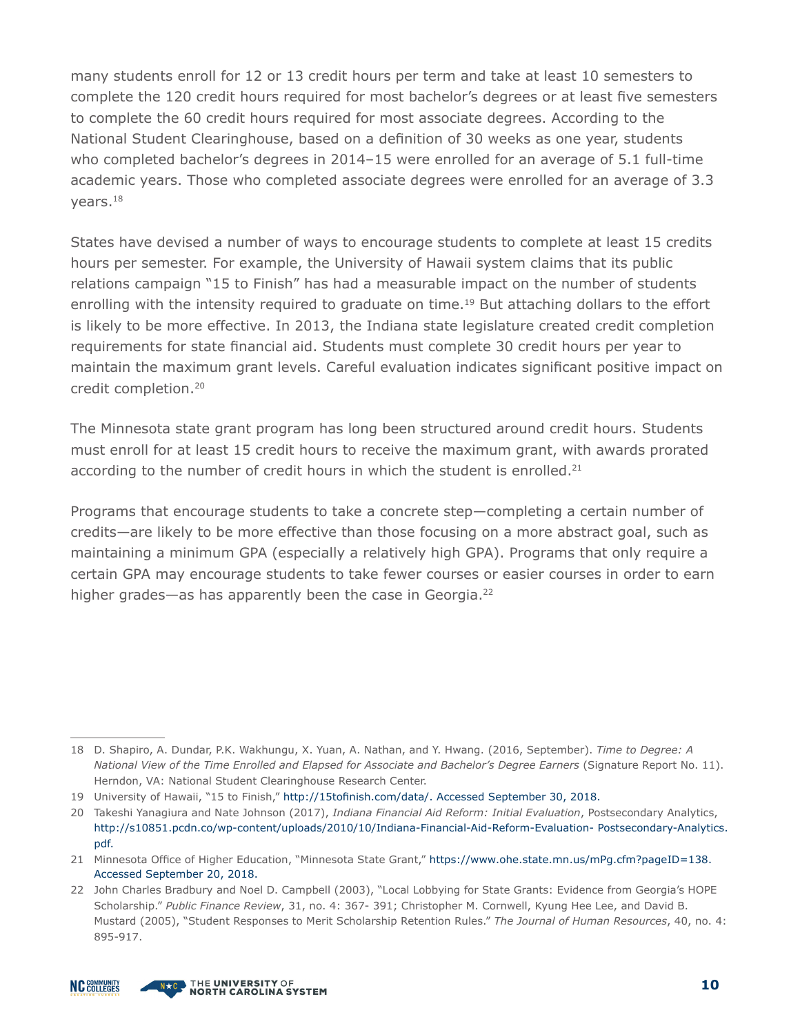many students enroll for 12 or 13 credit hours per term and take at least 10 semesters to complete the 120 credit hours required for most bachelor's degrees or at least five semesters to complete the 60 credit hours required for most associate degrees. According to the National Student Clearinghouse, based on a definition of 30 weeks as one year, students who completed bachelor's degrees in 2014–15 were enrolled for an average of 5.1 full-time academic years. Those who completed associate degrees were enrolled for an average of 3.3 years.[18]

States have devised a number of ways to encourage students to complete at least 15 credits hours per semester. For example, the University of Hawaii system claims that its public relations campaign "15 to Finish" has had a measurable impact on the number of students enrolling with the intensity required to graduate on time.[19] But attaching dollars to the effort is likely to be more effective. In 2013, the Indiana state legislature created credit completion requirements for state financial aid. Students must complete 30 credit hours per year to maintain the maximum grant levels. Careful evaluation indicates significant positive impact on credit completion.[20]

The Minnesota state grant program has long been structured around credit hours. Students must enroll for at least 15 credit hours to receive the maximum grant, with awards prorated according to the number of credit hours in which the student is enrolled.[21]

Programs that encourage students to take a concrete step—completing a certain number of credits—are likely to be more effective than those focusing on a more abstract goal, such as maintaining a minimum GPA (especially a relatively high GPA). Programs that only require a certain GPA may encourage students to take fewer courses or easier courses in order to earn higher grades—as has apparently been the case in Georgia.[22]

---

18 D. Shapiro, A. Dundar, P.K. Wakhungu, X. Yuan, A. Nathan, and Y. Hwang. (2016, September). *Time to Degree: A National View of the Time Enrolled and Elapsed for Associate and Bachelor's Degree Earners* (Signature Report No. 11). Herndon, VA: National Student Clearinghouse Research Center.

19 University of Hawaii, "15 to Finish," http://15tofinish.com/data/. Accessed September 30, 2018.

20 Takeshi Yanagiura and Nate Johnson (2017), *Indiana Financial Aid Reform: Initial Evaluation*, Postsecondary Analytics, http://s10851.pcdn.co/wp-content/uploads/2010/10/Indiana-Financial-Aid-Reform-Evaluation- Postsecondary-Analytics.pdf.

21 Minnesota Office of Higher Education, "Minnesota State Grant," https://www.ohe.state.mn.us/mPg.cfm?pageID=138. Accessed September 20, 2018.

22 John Charles Bradbury and Noel D. Campbell (2003), "Local Lobbying for State Grants: Evidence from Georgia's HOPE Scholarship." *Public Finance Review*, 31, no. 4: 367- 391; Christopher M. Cornwell, Kyung Hee Lee, and David B. Mustard (2005), "Student Responses to Merit Scholarship Retention Rules." *The Journal of Human Resources*, 40, no. 4: 895-917.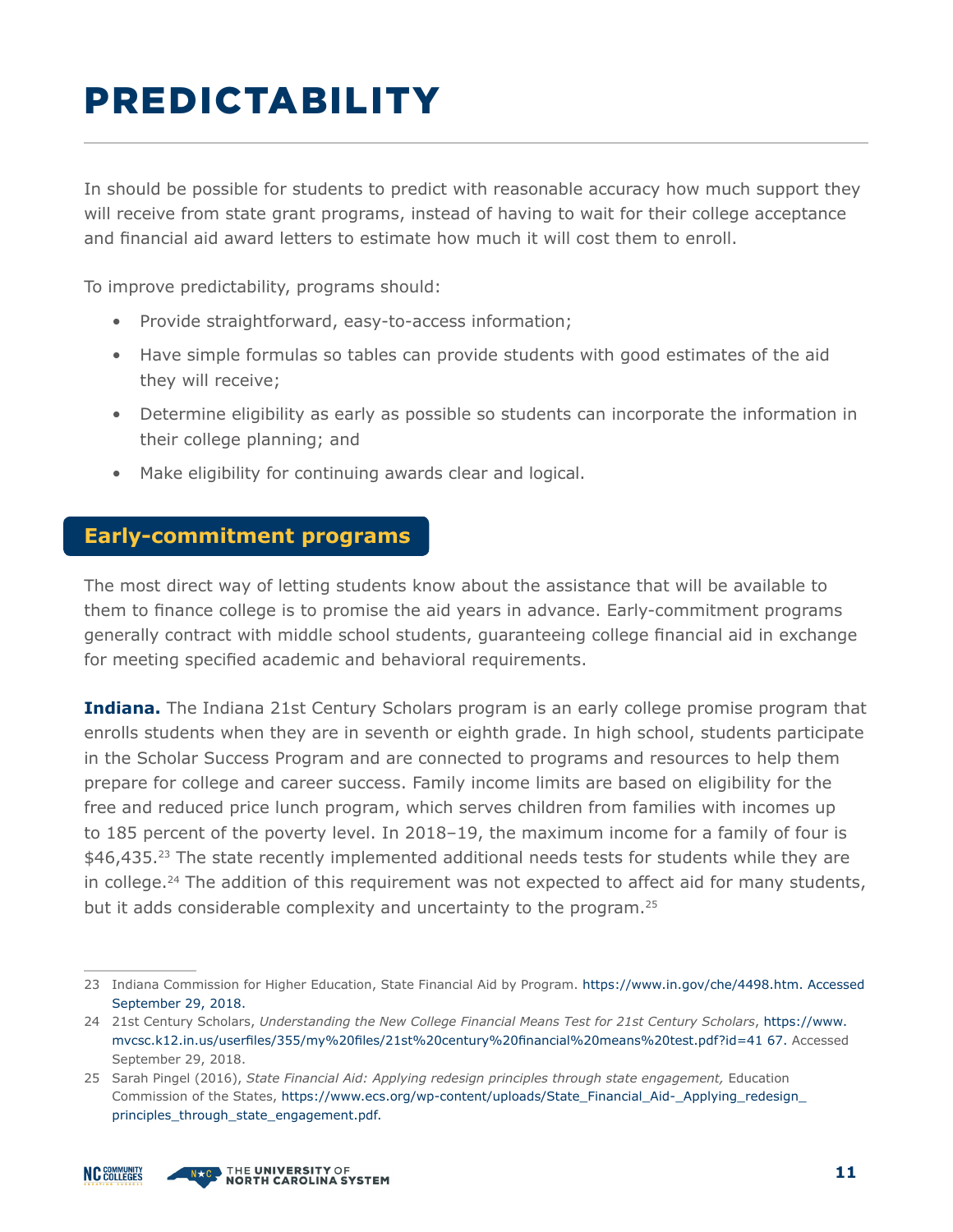# PREDICTABILITY

In should be possible for students to predict with reasonable accuracy how much support they will receive from state grant programs, instead of having to wait for their college acceptance and financial aid award letters to estimate how much it will cost them to enroll.

To improve predictability, programs should:

- Provide straightforward, easy-to-access information;
- Have simple formulas so tables can provide students with good estimates of the aid they will receive;
- Determine eligibility as early as possible so students can incorporate the information in their college planning; and
- Make eligibility for continuing awards clear and logical.

## Early-commitment programs

The most direct way of letting students know about the assistance that will be available to them to finance college is to promise the aid years in advance. Early-commitment programs generally contract with middle school students, guaranteeing college financial aid in exchange for meeting specified academic and behavioral requirements.

**Indiana.** The Indiana 21st Century Scholars program is an early college promise program that enrolls students when they are in seventh or eighth grade. In high school, students participate in the Scholar Success Program and are connected to programs and resources to help them prepare for college and career success. Family income limits are based on eligibility for the free and reduced price lunch program, which serves children from families with incomes up to 185 percent of the poverty level. In 2018–19, the maximum income for a family of four is $46,435.[23] The state recently implemented additional needs tests for students while they are in college.[24] The addition of this requirement was not expected to affect aid for many students, but it adds considerable complexity and uncertainty to the program.[25]

---

23 Indiana Commission for Higher Education, State Financial Aid by Program. https://www.in.gov/che/4498.htm. Accessed September 29, 2018.

24 21st Century Scholars, *Understanding the New College Financial Means Test for 21st Century Scholars*, https://www.mvcsc.k12.in.us/userfiles/355/my%20files/21st%20century%20financial%20means%20test.pdf?id=41 67. Accessed September 29, 2018.

25 Sarah Pingel (2016), *State Financial Aid: Applying redesign principles through state engagement,* Education Commission of the States, https://www.ecs.org/wp-content/uploads/State_Financial_Aid-_Applying_redesign_principles_through_state_engagement.pdf.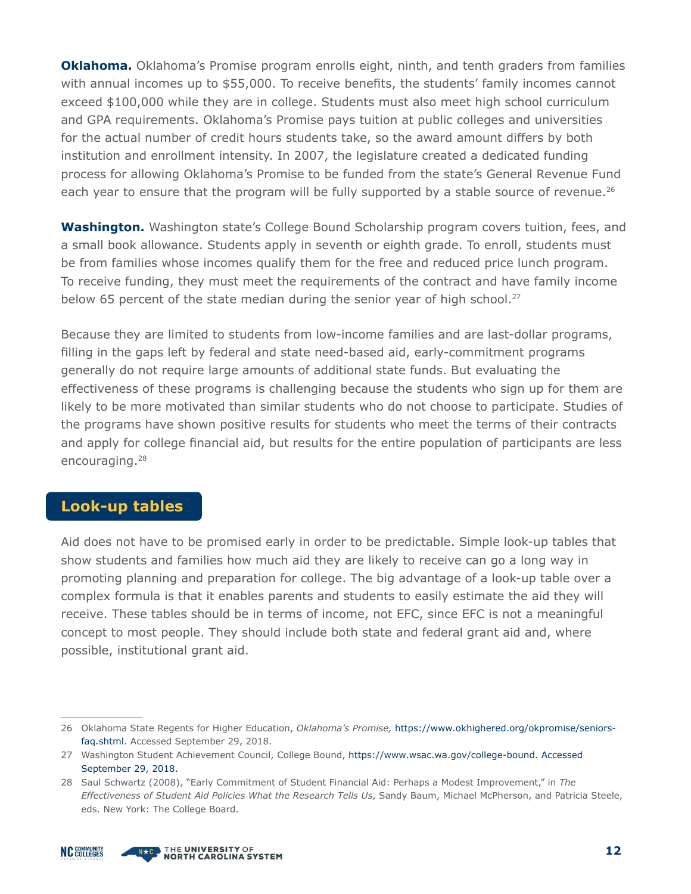**Oklahoma.** Oklahoma's Promise program enrolls eight, ninth, and tenth graders from families with annual incomes up to $55,000. To receive benefits, the students' family incomes cannot exceed $100,000 while they are in college. Students must also meet high school curriculum and GPA requirements. Oklahoma's Promise pays tuition at public colleges and universities for the actual number of credit hours students take, so the award amount differs by both institution and enrollment intensity. In 2007, the legislature created a dedicated funding process for allowing Oklahoma's Promise to be funded from the state's General Revenue Fund each year to ensure that the program will be fully supported by a stable source of revenue.[26]

**Washington.** Washington state's College Bound Scholarship program covers tuition, fees, and a small book allowance. Students apply in seventh or eighth grade. To enroll, students must be from families whose incomes qualify them for the free and reduced price lunch program. To receive funding, they must meet the requirements of the contract and have family income below 65 percent of the state median during the senior year of high school.[27]

Because they are limited to students from low-income families and are last-dollar programs, filling in the gaps left by federal and state need-based aid, early-commitment programs generally do not require large amounts of additional state funds. But evaluating the effectiveness of these programs is challenging because the students who sign up for them are likely to be more motivated than similar students who do not choose to participate. Studies of the programs have shown positive results for students who meet the terms of their contracts and apply for college financial aid, but results for the entire population of participants are less encouraging.[28]

## Look-up tables

Aid does not have to be promised early in order to be predictable. Simple look-up tables that show students and families how much aid they are likely to receive can go a long way in promoting planning and preparation for college. The big advantage of a look-up table over a complex formula is that it enables parents and students to easily estimate the aid they will receive. These tables should be in terms of income, not EFC, since EFC is not a meaningful concept to most people. They should include both state and federal grant aid and, where possible, institutional grant aid.

---

26 Oklahoma State Regents for Higher Education, *Oklahoma's Promise,* https://www.okhighered.org/okpromise/seniors-faq.shtml. Accessed September 29, 2018.

27 Washington Student Achievement Council, College Bound, https://www.wsac.wa.gov/college-bound. Accessed September 29, 2018.

28 Saul Schwartz (2008), "Early Commitment of Student Financial Aid: Perhaps a Modest Improvement," in *The Effectiveness of Student Aid Policies What the Research Tells Us*, Sandy Baum, Michael McPherson, and Patricia Steele, eds. New York: The College Board.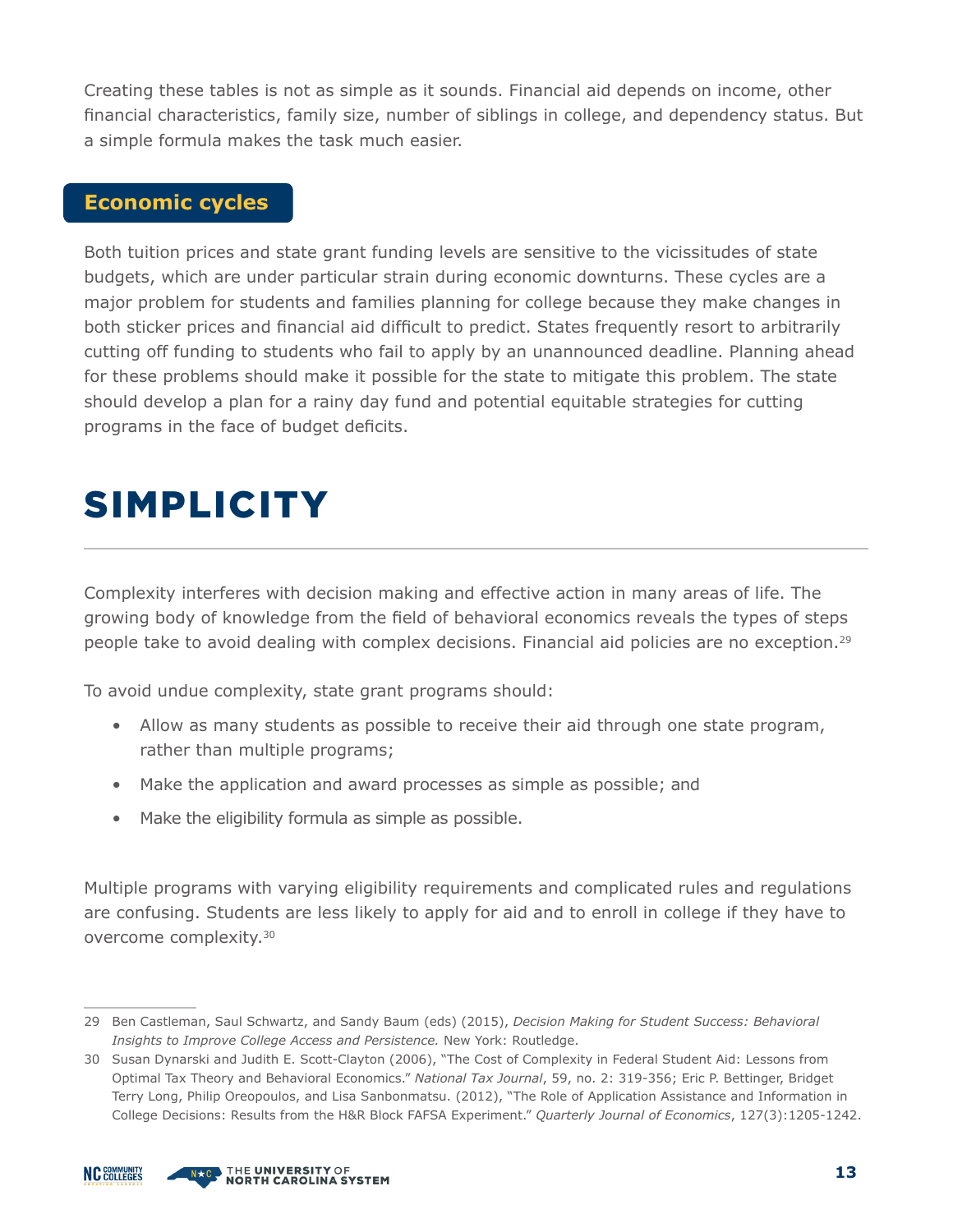Creating these tables is not as simple as it sounds. Financial aid depends on income, other financial characteristics, family size, number of siblings in college, and dependency status. But a simple formula makes the task much easier.

### Economic cycles

Both tuition prices and state grant funding levels are sensitive to the vicissitudes of state budgets, which are under particular strain during economic downturns. These cycles are a major problem for students and families planning for college because they make changes in both sticker prices and financial aid difficult to predict. States frequently resort to arbitrarily cutting off funding to students who fail to apply by an unannounced deadline. Planning ahead for these problems should make it possible for the state to mitigate this problem. The state should develop a plan for a rainy day fund and potential equitable strategies for cutting programs in the face of budget deficits.

# SIMPLICITY

Complexity interferes with decision making and effective action in many areas of life. The growing body of knowledge from the field of behavioral economics reveals the types of steps people take to avoid dealing with complex decisions. Financial aid policies are no exception.[29]

To avoid undue complexity, state grant programs should:

- Allow as many students as possible to receive their aid through one state program, rather than multiple programs;
- Make the application and award processes as simple as possible; and
- Make the eligibility formula as simple as possible.

Multiple programs with varying eligibility requirements and complicated rules and regulations are confusing. Students are less likely to apply for aid and to enroll in college if they have to overcome complexity.[30]

---

29 Ben Castleman, Saul Schwartz, and Sandy Baum (eds) (2015), *Decision Making for Student Success: Behavioral Insights to Improve College Access and Persistence.* New York: Routledge.

30 Susan Dynarski and Judith E. Scott-Clayton (2006), "The Cost of Complexity in Federal Student Aid: Lessons from Optimal Tax Theory and Behavioral Economics." *National Tax Journal*, 59, no. 2: 319-356; Eric P. Bettinger, Bridget Terry Long, Philip Oreopoulos, and Lisa Sanbonmatsu. (2012), "The Role of Application Assistance and Information in College Decisions: Results from the H&R Block FAFSA Experiment." *Quarterly Journal of Economics*, 127(3):1205-1242.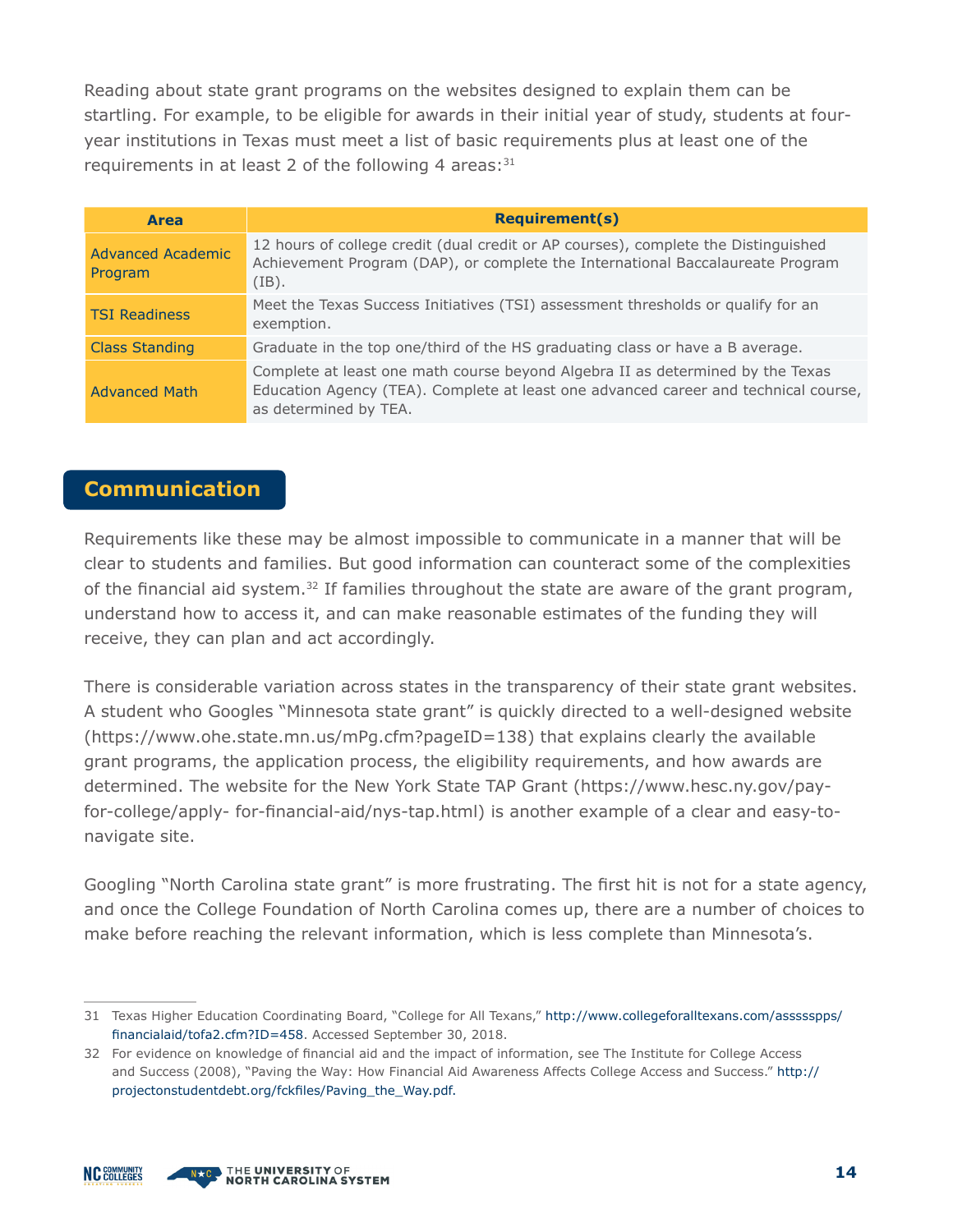Reading about state grant programs on the websites designed to explain them can be startling. For example, to be eligible for awards in their initial year of study, students at four-year institutions in Texas must meet a list of basic requirements plus at least one of the requirements in at least 2 of the following 4 areas:[31]

| Area | Requirement(s) |
| --- | --- |
| Advanced Academic Program | 12 hours of college credit (dual credit or AP courses), complete the Distinguished Achievement Program (DAP), or complete the International Baccalaureate Program (IB). |
| TSI Readiness | Meet the Texas Success Initiatives (TSI) assessment thresholds or qualify for an exemption. |
| Class Standing | Graduate in the top one/third of the HS graduating class or have a B average. |
| Advanced Math | Complete at least one math course beyond Algebra II as determined by the Texas Education Agency (TEA). Complete at least one advanced career and technical course, as determined by TEA. |

## Communication

Requirements like these may be almost impossible to communicate in a manner that will be clear to students and families. But good information can counteract some of the complexities of the financial aid system.[32] If families throughout the state are aware of the grant program, understand how to access it, and can make reasonable estimates of the funding they will receive, they can plan and act accordingly.

There is considerable variation across states in the transparency of their state grant websites. A student who Googles "Minnesota state grant" is quickly directed to a well-designed website (https://www.ohe.state.mn.us/mPg.cfm?pageID=138) that explains clearly the available grant programs, the application process, the eligibility requirements, and how awards are determined. The website for the New York State TAP Grant (https://www.hesc.ny.gov/pay-for-college/apply- for-financial-aid/nys-tap.html) is another example of a clear and easy-to-navigate site.

Googling "North Carolina state grant" is more frustrating. The first hit is not for a state agency, and once the College Foundation of North Carolina comes up, there are a number of choices to make before reaching the relevant information, which is less complete than Minnesota's.

---

31 Texas Higher Education Coordinating Board, "College for All Texans," http://www.collegeforalltexans.com/asssssspps/financialaid/tofa2.cfm?ID=458. Accessed September 30, 2018.

32 For evidence on knowledge of financial aid and the impact of information, see The Institute for College Access and Success (2008), "Paving the Way: How Financial Aid Awareness Affects College Access and Success." http://projectonstudentdebt.org/fckfiles/Paving_the_Way.pdf.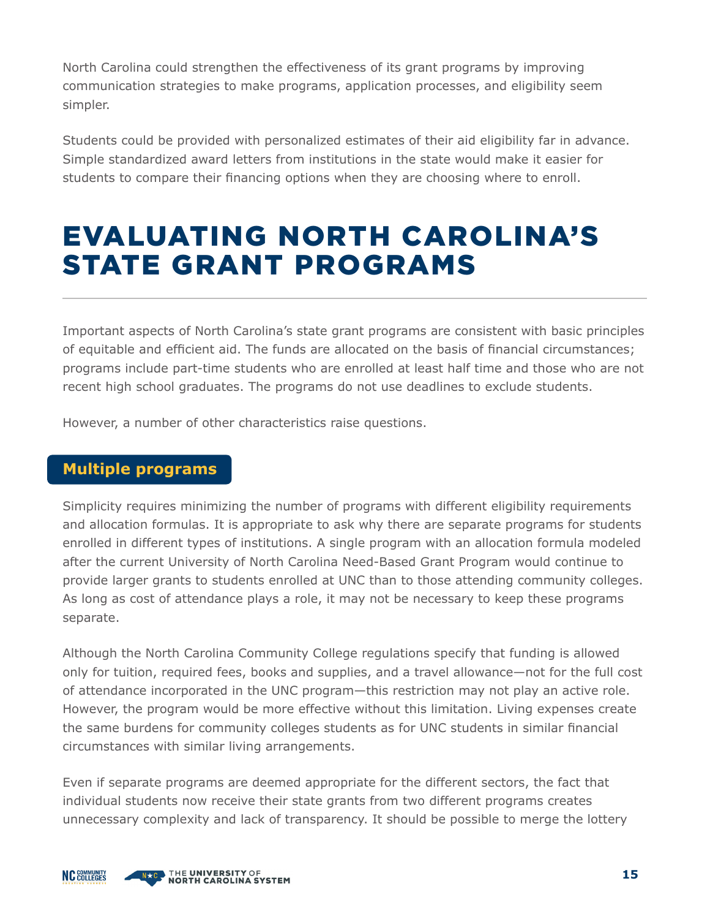North Carolina could strengthen the effectiveness of its grant programs by improving communication strategies to make programs, application processes, and eligibility seem simpler.

Students could be provided with personalized estimates of their aid eligibility far in advance. Simple standardized award letters from institutions in the state would make it easier for students to compare their financing options when they are choosing where to enroll.

# EVALUATING NORTH CAROLINA'S STATE GRANT PROGRAMS

Important aspects of North Carolina's state grant programs are consistent with basic principles of equitable and efficient aid. The funds are allocated on the basis of financial circumstances; programs include part-time students who are enrolled at least half time and those who are not recent high school graduates. The programs do not use deadlines to exclude students.

However, a number of other characteristics raise questions.

## Multiple programs

Simplicity requires minimizing the number of programs with different eligibility requirements and allocation formulas. It is appropriate to ask why there are separate programs for students enrolled in different types of institutions. A single program with an allocation formula modeled after the current University of North Carolina Need-Based Grant Program would continue to provide larger grants to students enrolled at UNC than to those attending community colleges. As long as cost of attendance plays a role, it may not be necessary to keep these programs separate.

Although the North Carolina Community College regulations specify that funding is allowed only for tuition, required fees, books and supplies, and a travel allowance—not for the full cost of attendance incorporated in the UNC program—this restriction may not play an active role. However, the program would be more effective without this limitation. Living expenses create the same burdens for community colleges students as for UNC students in similar financial circumstances with similar living arrangements.

Even if separate programs are deemed appropriate for the different sectors, the fact that individual students now receive their state grants from two different programs creates unnecessary complexity and lack of transparency. It should be possible to merge the lottery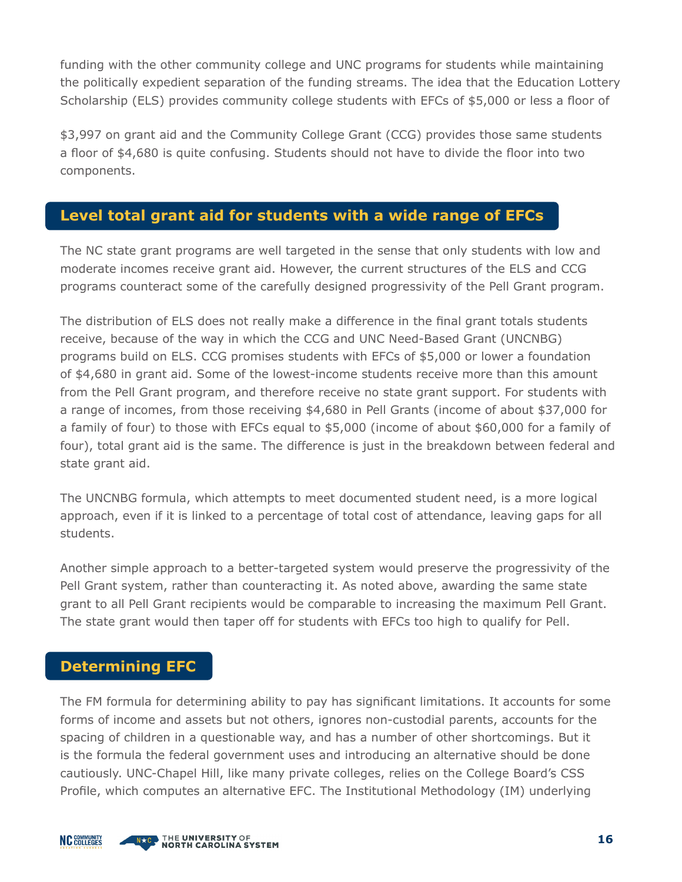funding with the other community college and UNC programs for students while maintaining the politically expedient separation of the funding streams. The idea that the Education Lottery Scholarship (ELS) provides community college students with EFCs of $5,000 or less a floor of

$3,997 on grant aid and the Community College Grant (CCG) provides those same students a floor of $4,680 is quite confusing. Students should not have to divide the floor into two components.

## Level total grant aid for students with a wide range of EFCs

The NC state grant programs are well targeted in the sense that only students with low and moderate incomes receive grant aid. However, the current structures of the ELS and CCG programs counteract some of the carefully designed progressivity of the Pell Grant program.

The distribution of ELS does not really make a difference in the final grant totals students receive, because of the way in which the CCG and UNC Need-Based Grant (UNCNBG) programs build on ELS. CCG promises students with EFCs of $5,000 or lower a foundation of $4,680 in grant aid. Some of the lowest-income students receive more than this amount from the Pell Grant program, and therefore receive no state grant support. For students with a range of incomes, from those receiving $4,680 in Pell Grants (income of about $37,000 for a family of four) to those with EFCs equal to $5,000 (income of about $60,000 for a family of four), total grant aid is the same. The difference is just in the breakdown between federal and state grant aid.

The UNCNBG formula, which attempts to meet documented student need, is a more logical approach, even if it is linked to a percentage of total cost of attendance, leaving gaps for all students.

Another simple approach to a better-targeted system would preserve the progressivity of the Pell Grant system, rather than counteracting it. As noted above, awarding the same state grant to all Pell Grant recipients would be comparable to increasing the maximum Pell Grant. The state grant would then taper off for students with EFCs too high to qualify for Pell.

## Determining EFC

The FM formula for determining ability to pay has significant limitations. It accounts for some forms of income and assets but not others, ignores non-custodial parents, accounts for the spacing of children in a questionable way, and has a number of other shortcomings. But it is the formula the federal government uses and introducing an alternative should be done cautiously. UNC-Chapel Hill, like many private colleges, relies on the College Board's CSS Profile, which computes an alternative EFC. The Institutional Methodology (IM) underlying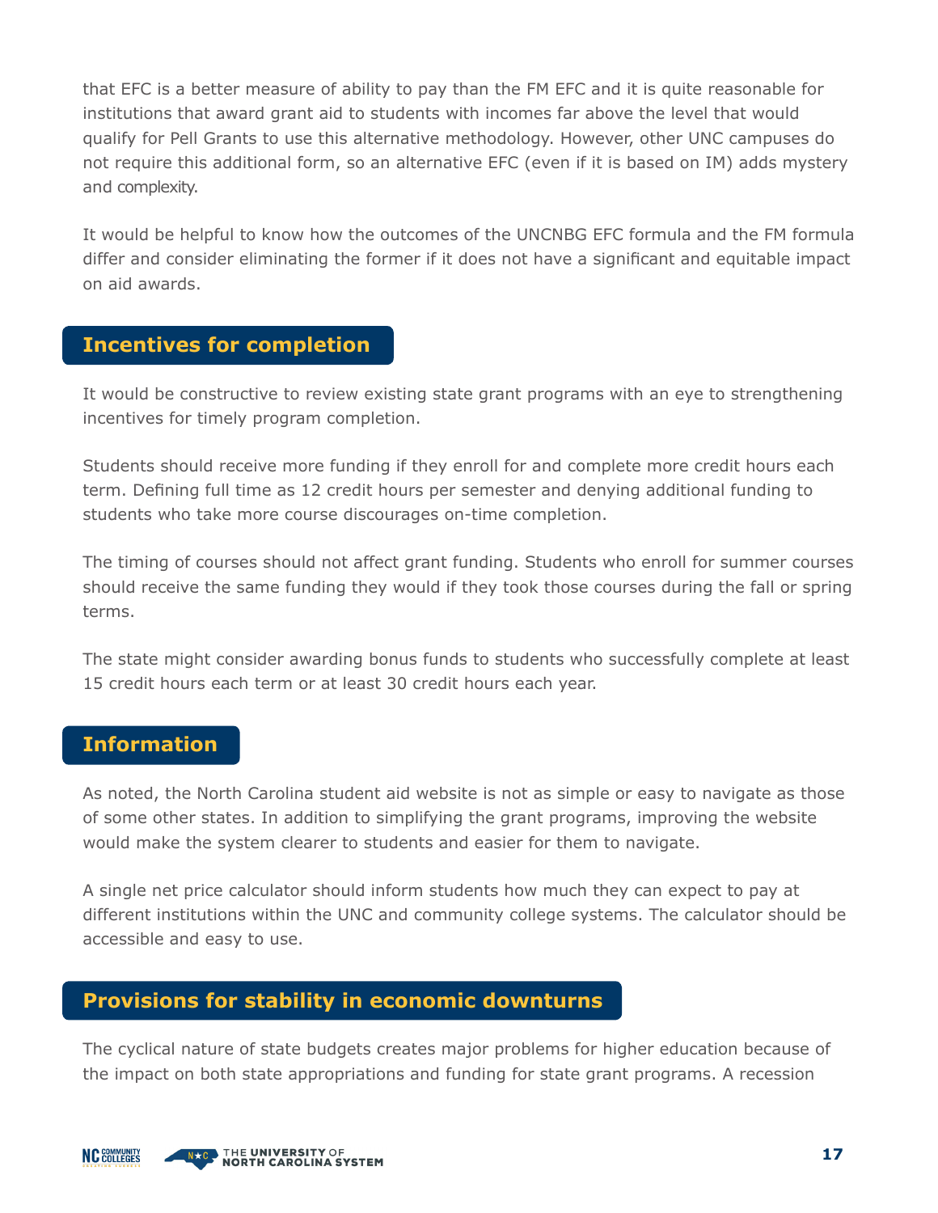that EFC is a better measure of ability to pay than the FM EFC and it is quite reasonable for institutions that award grant aid to students with incomes far above the level that would qualify for Pell Grants to use this alternative methodology. However, other UNC campuses do not require this additional form, so an alternative EFC (even if it is based on IM) adds mystery and complexity.

It would be helpful to know how the outcomes of the UNCNBG EFC formula and the FM formula differ and consider eliminating the former if it does not have a significant and equitable impact on aid awards.

## Incentives for completion

It would be constructive to review existing state grant programs with an eye to strengthening incentives for timely program completion.

Students should receive more funding if they enroll for and complete more credit hours each term. Defining full time as 12 credit hours per semester and denying additional funding to students who take more course discourages on-time completion.

The timing of courses should not affect grant funding. Students who enroll for summer courses should receive the same funding they would if they took those courses during the fall or spring terms.

The state might consider awarding bonus funds to students who successfully complete at least 15 credit hours each term or at least 30 credit hours each year.

## Information

As noted, the North Carolina student aid website is not as simple or easy to navigate as those of some other states. In addition to simplifying the grant programs, improving the website would make the system clearer to students and easier for them to navigate.

A single net price calculator should inform students how much they can expect to pay at different institutions within the UNC and community college systems. The calculator should be accessible and easy to use.

## Provisions for stability in economic downturns

The cyclical nature of state budgets creates major problems for higher education because of the impact on both state appropriations and funding for state grant programs. A recession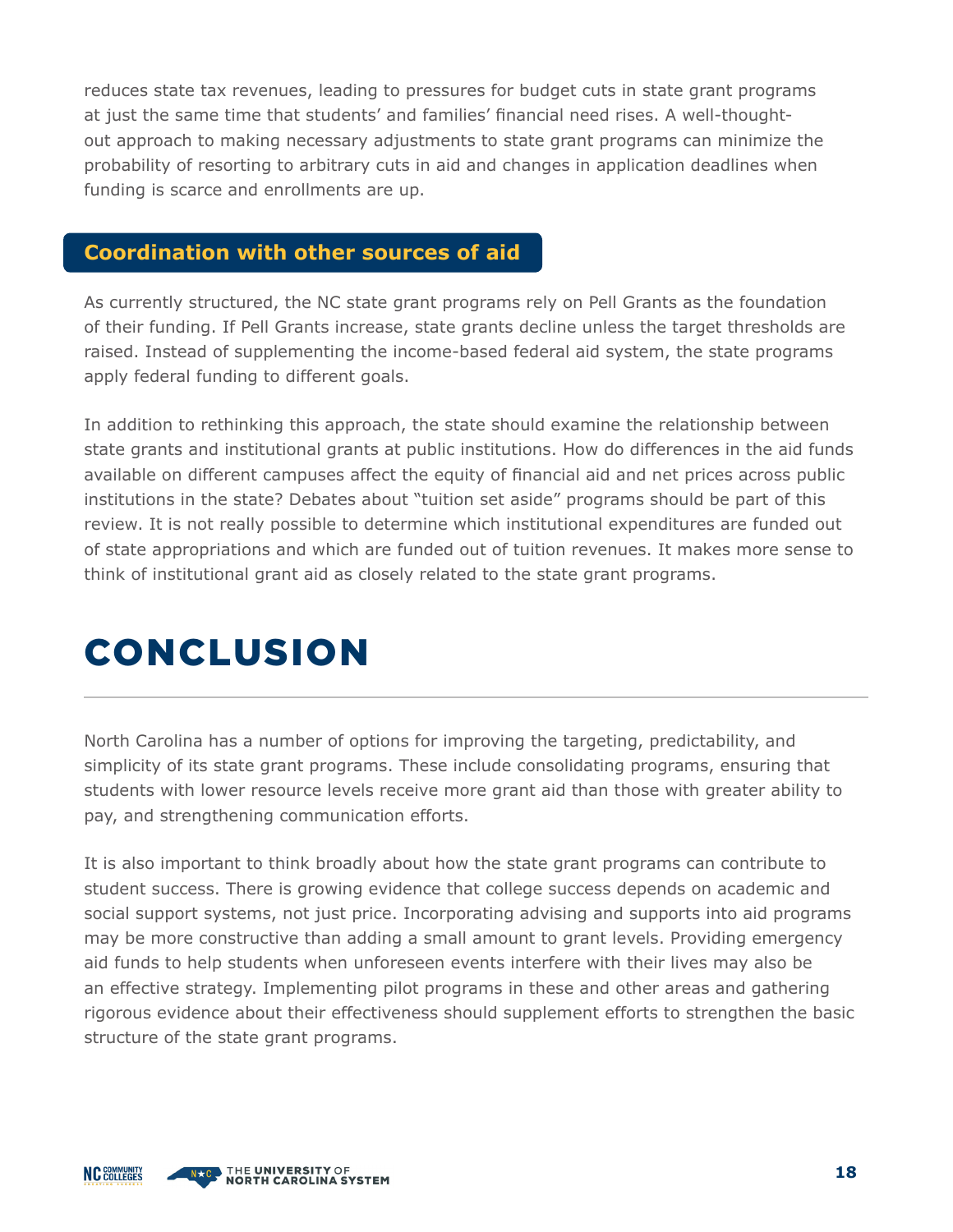reduces state tax revenues, leading to pressures for budget cuts in state grant programs at just the same time that students' and families' financial need rises. A well-thought-out approach to making necessary adjustments to state grant programs can minimize the probability of resorting to arbitrary cuts in aid and changes in application deadlines when funding is scarce and enrollments are up.

### Coordination with other sources of aid

As currently structured, the NC state grant programs rely on Pell Grants as the foundation of their funding. If Pell Grants increase, state grants decline unless the target thresholds are raised. Instead of supplementing the income-based federal aid system, the state programs apply federal funding to different goals.

In addition to rethinking this approach, the state should examine the relationship between state grants and institutional grants at public institutions. How do differences in the aid funds available on different campuses affect the equity of financial aid and net prices across public institutions in the state? Debates about "tuition set aside" programs should be part of this review. It is not really possible to determine which institutional expenditures are funded out of state appropriations and which are funded out of tuition revenues. It makes more sense to think of institutional grant aid as closely related to the state grant programs.

## CONCLUSION

North Carolina has a number of options for improving the targeting, predictability, and simplicity of its state grant programs. These include consolidating programs, ensuring that students with lower resource levels receive more grant aid than those with greater ability to pay, and strengthening communication efforts.

It is also important to think broadly about how the state grant programs can contribute to student success. There is growing evidence that college success depends on academic and social support systems, not just price. Incorporating advising and supports into aid programs may be more constructive than adding a small amount to grant levels. Providing emergency aid funds to help students when unforeseen events interfere with their lives may also be an effective strategy. Implementing pilot programs in these and other areas and gathering rigorous evidence about their effectiveness should supplement efforts to strengthen the basic structure of the state grant programs.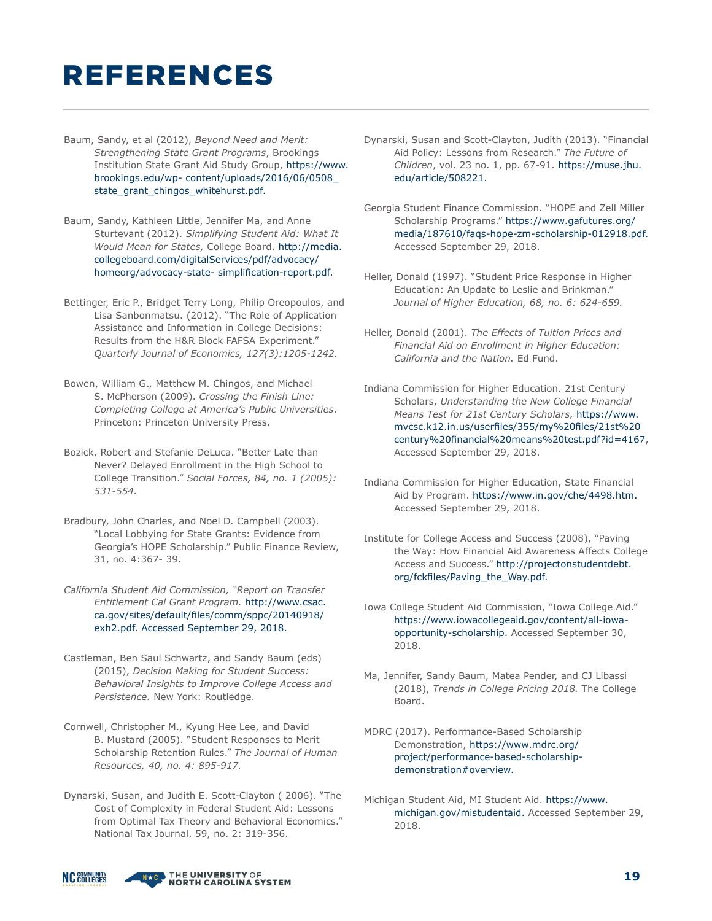# REFERENCES

Baum, Sandy, et al (2012), *Beyond Need and Merit: Strengthening State Grant Programs*, Brookings Institution State Grant Aid Study Group, https://www.brookings.edu/wp- content/uploads/2016/06/0508_state_grant_chingos_whitehurst.pdf.

Baum, Sandy, Kathleen Little, Jennifer Ma, and Anne Sturtevant (2012). *Simplifying Student Aid: What It Would Mean for States,* College Board. http://media.collegeboard.com/digitalServices/pdf/advocacy/homeorg/advocacy-state- simplification-report.pdf.

Bettinger, Eric P., Bridget Terry Long, Philip Oreopoulos, and Lisa Sanbonmatsu. (2012). "The Role of Application Assistance and Information in College Decisions: Results from the H&R Block FAFSA Experiment." *Quarterly Journal of Economics, 127(3):1205-1242.*

Bowen, William G., Matthew M. Chingos, and Michael S. McPherson (2009). *Crossing the Finish Line: Completing College at America's Public Universities*. Princeton: Princeton University Press.

Bozick, Robert and Stefanie DeLuca. "Better Late than Never? Delayed Enrollment in the High School to College Transition." *Social Forces, 84, no. 1 (2005): 531-554.*

Bradbury, John Charles, and Noel D. Campbell (2003). "Local Lobbying for State Grants: Evidence from Georgia's HOPE Scholarship." Public Finance Review, 31, no. 4:367- 39.

*California Student Aid Commission, "Report on Transfer Entitlement Cal Grant Program.* http://www.csac.ca.gov/sites/default/files/comm/sppc/20140918/exh2.pdf. Accessed September 29, 2018.

Castleman, Ben Saul Schwartz, and Sandy Baum (eds) (2015), *Decision Making for Student Success: Behavioral Insights to Improve College Access and Persistence.* New York: Routledge.

Cornwell, Christopher M., Kyung Hee Lee, and David B. Mustard (2005). "Student Responses to Merit Scholarship Retention Rules." *The Journal of Human Resources, 40, no. 4: 895-917.*

Dynarski, Susan, and Judith E. Scott-Clayton ( 2006). "The Cost of Complexity in Federal Student Aid: Lessons from Optimal Tax Theory and Behavioral Economics." National Tax Journal. 59, no. 2: 319-356.

Dynarski, Susan and Scott-Clayton, Judith (2013). "Financial Aid Policy: Lessons from Research." *The Future of Children*, vol. 23 no. 1, pp. 67-91. https://muse.jhu.edu/article/508221.

Georgia Student Finance Commission. "HOPE and Zell Miller Scholarship Programs." https://www.gafutures.org/media/187610/faqs-hope-zm-scholarship-012918.pdf. Accessed September 29, 2018.

Heller, Donald (1997). "Student Price Response in Higher Education: An Update to Leslie and Brinkman." *Journal of Higher Education, 68, no. 6: 624-659.*

Heller, Donald (2001). *The Effects of Tuition Prices and Financial Aid on Enrollment in Higher Education: California and the Nation.* Ed Fund.

Indiana Commission for Higher Education. 21st Century Scholars, *Understanding the New College Financial Means Test for 21st Century Scholars,* https://www.mvcsc.k12.in.us/userfiles/355/my%20files/21st%20century%20financial%20means%20test.pdf?id=4167, Accessed September 29, 2018.

Indiana Commission for Higher Education, State Financial Aid by Program. https://www.in.gov/che/4498.htm. Accessed September 29, 2018.

Institute for College Access and Success (2008), "Paving the Way: How Financial Aid Awareness Affects College Access and Success." http://projectonstudentdebt.org/fckfiles/Paving_the_Way.pdf.

Iowa College Student Aid Commission, "Iowa College Aid." https://www.iowacollegeaid.gov/content/all-iowa-opportunity-scholarship. Accessed September 30, 2018.

Ma, Jennifer, Sandy Baum, Matea Pender, and CJ Libassi (2018), *Trends in College Pricing 2018.* The College Board.

MDRC (2017). Performance-Based Scholarship Demonstration, https://www.mdrc.org/project/performance-based-scholarship-demonstration#overview.

Michigan Student Aid, MI Student Aid. https://www.michigan.gov/mistudentaid. Accessed September 29, 2018.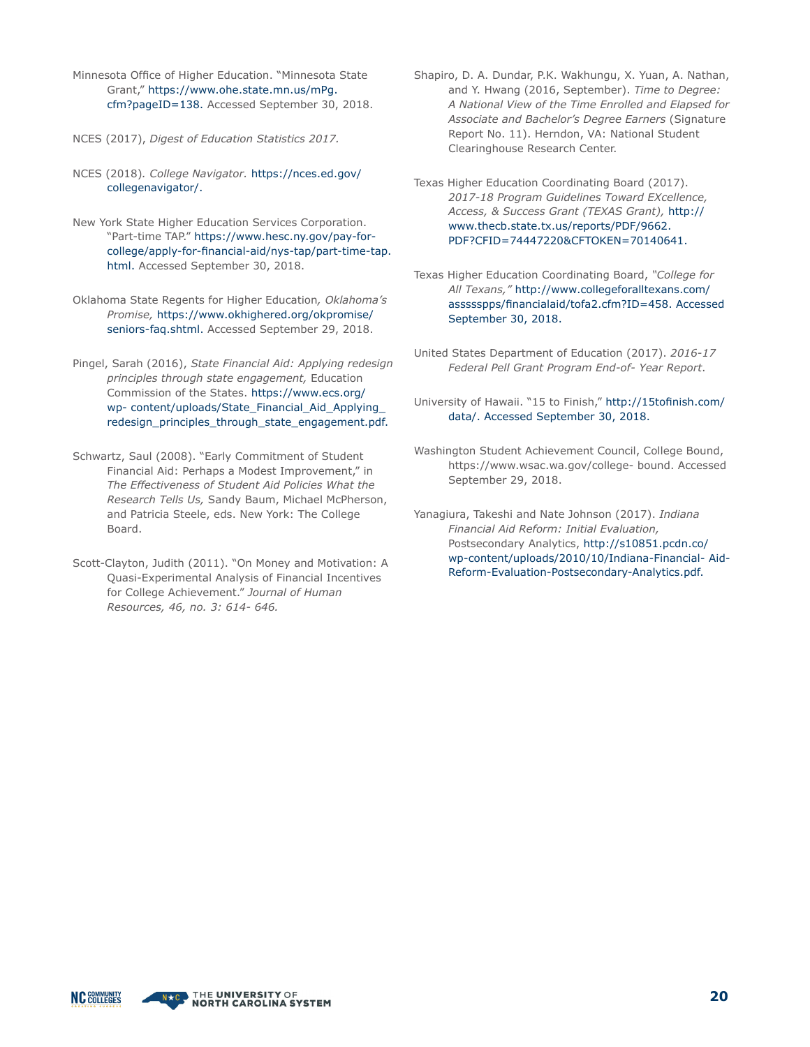Minnesota Office of Higher Education. "Minnesota State Grant," https://www.ohe.state.mn.us/mPg.cfm?pageID=138. Accessed September 30, 2018.

NCES (2017), *Digest of Education Statistics 2017.*

NCES (2018). *College Navigator.* https://nces.ed.gov/collegenavigator/.

New York State Higher Education Services Corporation. "Part-time TAP." https://www.hesc.ny.gov/pay-for-college/apply-for-financial-aid/nys-tap/part-time-tap.html. Accessed September 30, 2018.

Oklahoma State Regents for Higher Education*, Oklahoma's Promise,* https://www.okhighered.org/okpromise/seniors-faq.shtml. Accessed September 29, 2018.

Pingel, Sarah (2016), *State Financial Aid: Applying redesign principles through state engagement,* Education Commission of the States. https://www.ecs.org/wp- content/uploads/State_Financial_Aid_Applying_redesign_principles_through_state_engagement.pdf.

Schwartz, Saul (2008). "Early Commitment of Student Financial Aid: Perhaps a Modest Improvement," in *The Effectiveness of Student Aid Policies What the Research Tells Us,* Sandy Baum, Michael McPherson, and Patricia Steele, eds. New York: The College Board.

Scott-Clayton, Judith (2011). "On Money and Motivation: A Quasi-Experimental Analysis of Financial Incentives for College Achievement." *Journal of Human Resources, 46, no. 3: 614- 646.*

Shapiro, D. A. Dundar, P.K. Wakhungu, X. Yuan, A. Nathan, and Y. Hwang (2016, September). *Time to Degree: A National View of the Time Enrolled and Elapsed for Associate and Bachelor's Degree Earners* (Signature Report No. 11). Herndon, VA: National Student Clearinghouse Research Center.

Texas Higher Education Coordinating Board (2017). *2017-18 Program Guidelines Toward EXcellence, Access, & Success Grant (TEXAS Grant),* http://www.thecb.state.tx.us/reports/PDF/9662.PDF?CFID=74447220&CFTOKEN=70140641.

Texas Higher Education Coordinating Board, *"College for All Texans,"* http://www.collegeforalltexans.com/assssspps/financialaid/tofa2.cfm?ID=458. Accessed September 30, 2018.

United States Department of Education (2017). *2016-17 Federal Pell Grant Program End-of- Year Report*.

University of Hawaii. "15 to Finish," http://15tofinish.com/data/. Accessed September 30, 2018.

Washington Student Achievement Council, College Bound, https://www.wsac.wa.gov/college- bound. Accessed September 29, 2018.

Yanagiura, Takeshi and Nate Johnson (2017). *Indiana Financial Aid Reform: Initial Evaluation,* Postsecondary Analytics, http://s10851.pcdn.co/wp-content/uploads/2010/10/Indiana-Financial- Aid-Reform-Evaluation-Postsecondary-Analytics.pdf.